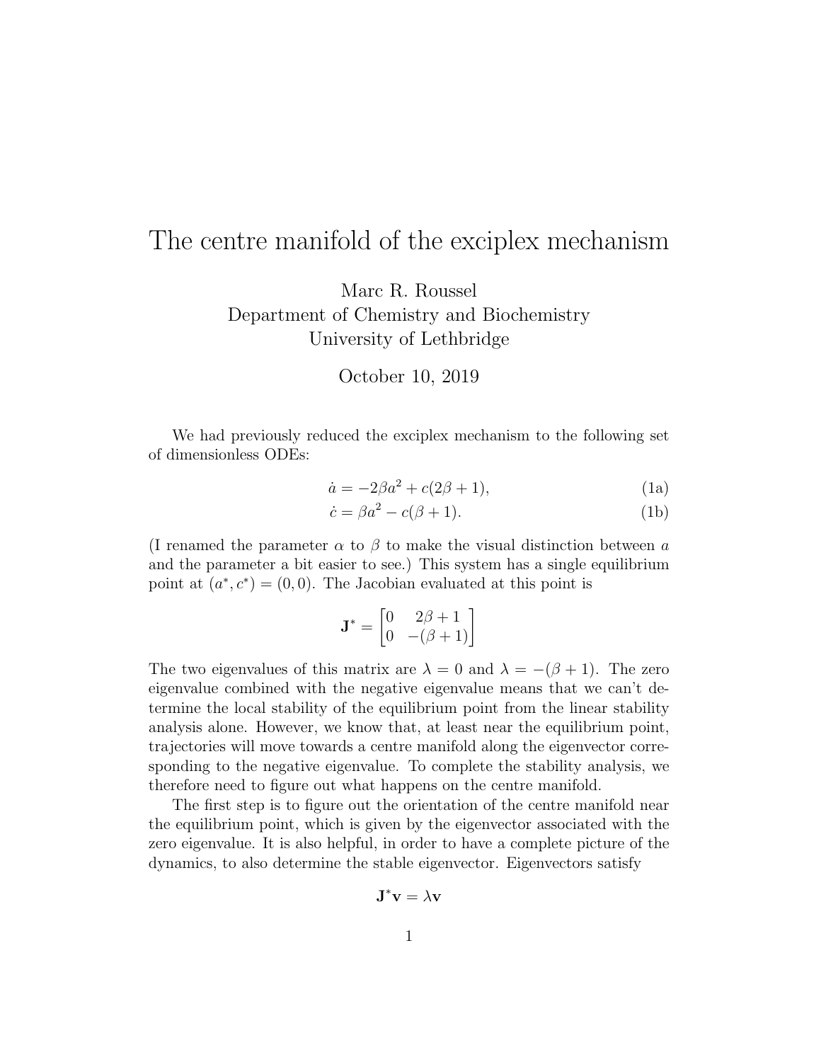# The centre manifold of the exciplex mechanism

Marc R. Roussel
Department of Chemistry and Biochemistry
University of Lethbridge

October 10, 2019

We had previously reduced the exciplex mechanism to the following set of dimensionless ODEs:

$$\dot{a} = -2\beta a^2 + c(2\beta + 1), \tag{1a}$$

$$\dot{c} = \beta a^2 - c(\beta + 1). \tag{1b}$$

(I renamed the parameter $\alpha$ to $\beta$ to make the visual distinction between $a$ and the parameter a bit easier to see.) This system has a single equilibrium point at $(a^*, c^*) = (0, 0)$. The Jacobian evaluated at this point is

$$\mathbf{J}^* = \begin{bmatrix} 0 & 2\beta + 1 \\ 0 & -(\beta + 1) \end{bmatrix}$$

The two eigenvalues of this matrix are $\lambda = 0$ and $\lambda = -(\beta + 1)$. The zero eigenvalue combined with the negative eigenvalue means that we can't determine the local stability of the equilibrium point from the linear stability analysis alone. However, we know that, at least near the equilibrium point, trajectories will move towards a centre manifold along the eigenvector corresponding to the negative eigenvalue. To complete the stability analysis, we therefore need to figure out what happens on the centre manifold.

The first step is to figure out the orientation of the centre manifold near the equilibrium point, which is given by the eigenvector associated with the zero eigenvalue. It is also helpful, in order to have a complete picture of the dynamics, to also determine the stable eigenvector. Eigenvectors satisfy

$$\mathbf{J}^*\mathbf{v} = \lambda\mathbf{v}$$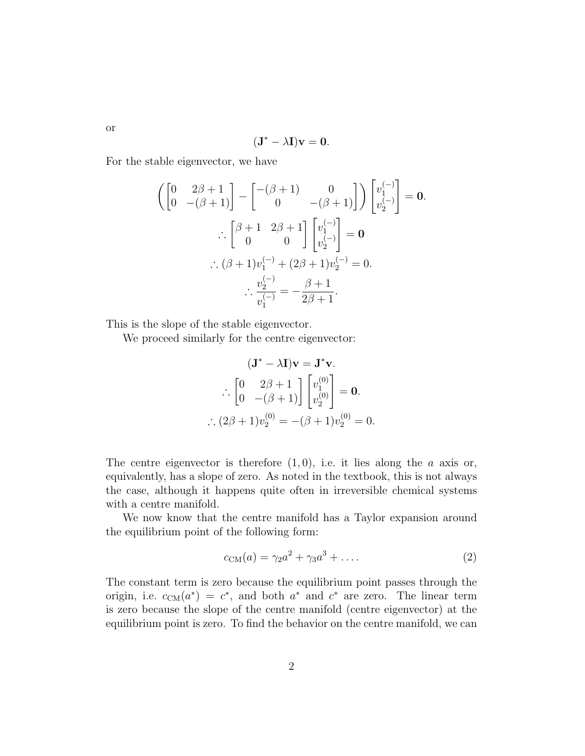or

$$(\mathbf{J}^* - \lambda \mathbf{I})\mathbf{v} = \mathbf{0}.$$

For the stable eigenvector, we have

$$\left( \begin{bmatrix} 0 & 2\beta+1 \\ 0 & -(\beta+1) \end{bmatrix} - \begin{bmatrix} -(\beta+1) & 0 \\ 0 & -(\beta+1) \end{bmatrix} \right) \begin{bmatrix} v_1^{(-)} \\ v_2^{(-)} \end{bmatrix} = \mathbf{0}.$$

$$\therefore \begin{bmatrix} \beta+1 & 2\beta+1 \\ 0 & 0 \end{bmatrix} \begin{bmatrix} v_1^{(-)} \\ v_2^{(-)} \end{bmatrix} = \mathbf{0}$$

$$\therefore (\beta+1)v_1^{(-)} + (2\beta+1)v_2^{(-)} = 0.$$

$$\therefore \frac{v_2^{(-)}}{v_1^{(-)}} = -\frac{\beta+1}{2\beta+1}.$$

This is the slope of the stable eigenvector.

We proceed similarly for the centre eigenvector:

$$(\mathbf{J}^* - \lambda \mathbf{I})\mathbf{v} = \mathbf{J}^*\mathbf{v}.$$

$$\therefore \begin{bmatrix} 0 & 2\beta+1 \\ 0 & -(\beta+1) \end{bmatrix} \begin{bmatrix} v_1^{(0)} \\ v_2^{(0)} \end{bmatrix} = \mathbf{0}.$$

$$\therefore (2\beta+1)v_2^{(0)} = -(\beta+1)v_2^{(0)} = 0.$$

The centre eigenvector is therefore $(1, 0)$, i.e. it lies along the $a$ axis or, equivalently, has a slope of zero. As noted in the textbook, this is not always the case, although it happens quite often in irreversible chemical systems with a centre manifold.

We now know that the centre manifold has a Taylor expansion around the equilibrium point of the following form:

$$c_{\text{CM}}(a) = \gamma_2 a^2 + \gamma_3 a^3 + \dots. \tag{2}$$

The constant term is zero because the equilibrium point passes through the origin, i.e. $c_{\text{CM}}(a^*) = c^*$, and both $a^*$ and $c^*$ are zero. The linear term is zero because the slope of the centre manifold (centre eigenvector) at the equilibrium point is zero. To find the behavior on the centre manifold, we can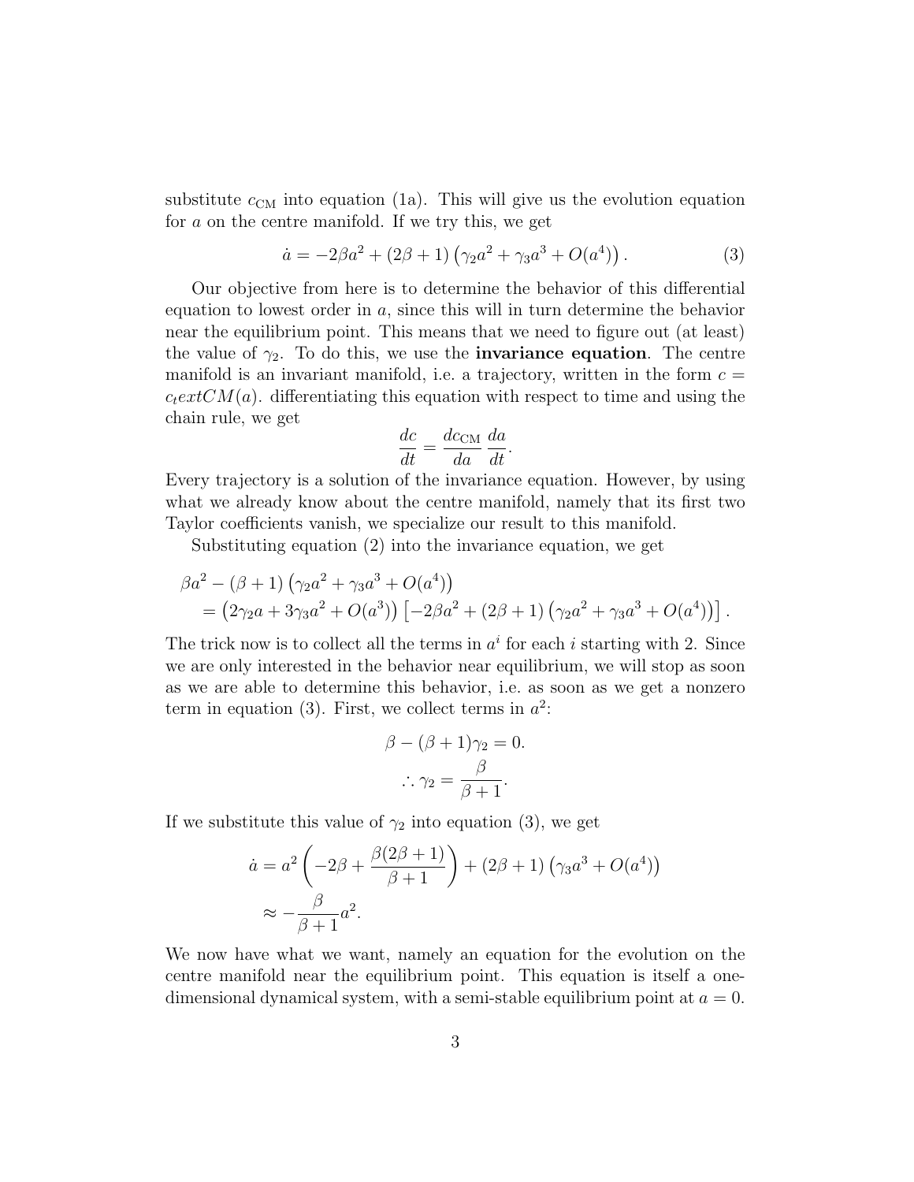substitute $c_{\text{CM}}$ into equation (1a). This will give us the evolution equation for $a$ on the centre manifold. If we try this, we get

$$\dot{a} = -2\beta a^2 + (2\beta + 1)\left(\gamma_2 a^2 + \gamma_3 a^3 + O(a^4)\right). \tag{3}$$

Our objective from here is to determine the behavior of this differential equation to lowest order in $a$, since this will in turn determine the behavior near the equilibrium point. This means that we need to figure out (at least) the value of $\gamma_2$. To do this, we use the **invariance equation**. The centre manifold is an invariant manifold, i.e. a trajectory, written in the form $c = c_textCM(a)$. differentiating this equation with respect to time and using the chain rule, we get

$$\frac{dc}{dt} = \frac{dc_{\text{CM}}}{da}\frac{da}{dt}.$$

Every trajectory is a solution of the invariance equation. However, by using what we already know about the centre manifold, namely that its first two Taylor coefficients vanish, we specialize our result to this manifold.

Substituting equation (2) into the invariance equation, we get

$$\begin{aligned}
&\beta a^2 - (\beta + 1)\left(\gamma_2 a^2 + \gamma_3 a^3 + O(a^4)\right) \\
&\quad = \left(2\gamma_2 a + 3\gamma_3 a^2 + O(a^3)\right)\left[-2\beta a^2 + (2\beta + 1)\left(\gamma_2 a^2 + \gamma_3 a^3 + O(a^4)\right)\right].
\end{aligned}$$

The trick now is to collect all the terms in $a^i$ for each $i$ starting with 2. Since we are only interested in the behavior near equilibrium, we will stop as soon as we are able to determine this behavior, i.e. as soon as we get a nonzero term in equation (3). First, we collect terms in $a^2$:

$$\beta - (\beta + 1)\gamma_2 = 0.$$
$$\therefore \gamma_2 = \frac{\beta}{\beta + 1}.$$

If we substitute this value of $\gamma_2$ into equation (3), we get

$$\begin{aligned}
\dot{a} &= a^2\left(-2\beta + \frac{\beta(2\beta + 1)}{\beta + 1}\right) + (2\beta + 1)\left(\gamma_3 a^3 + O(a^4)\right) \\
&\approx -\frac{\beta}{\beta + 1}a^2.
\end{aligned}$$

We now have what we want, namely an equation for the evolution on the centre manifold near the equilibrium point. This equation is itself a one-dimensional dynamical system, with a semi-stable equilibrium point at $a = 0$.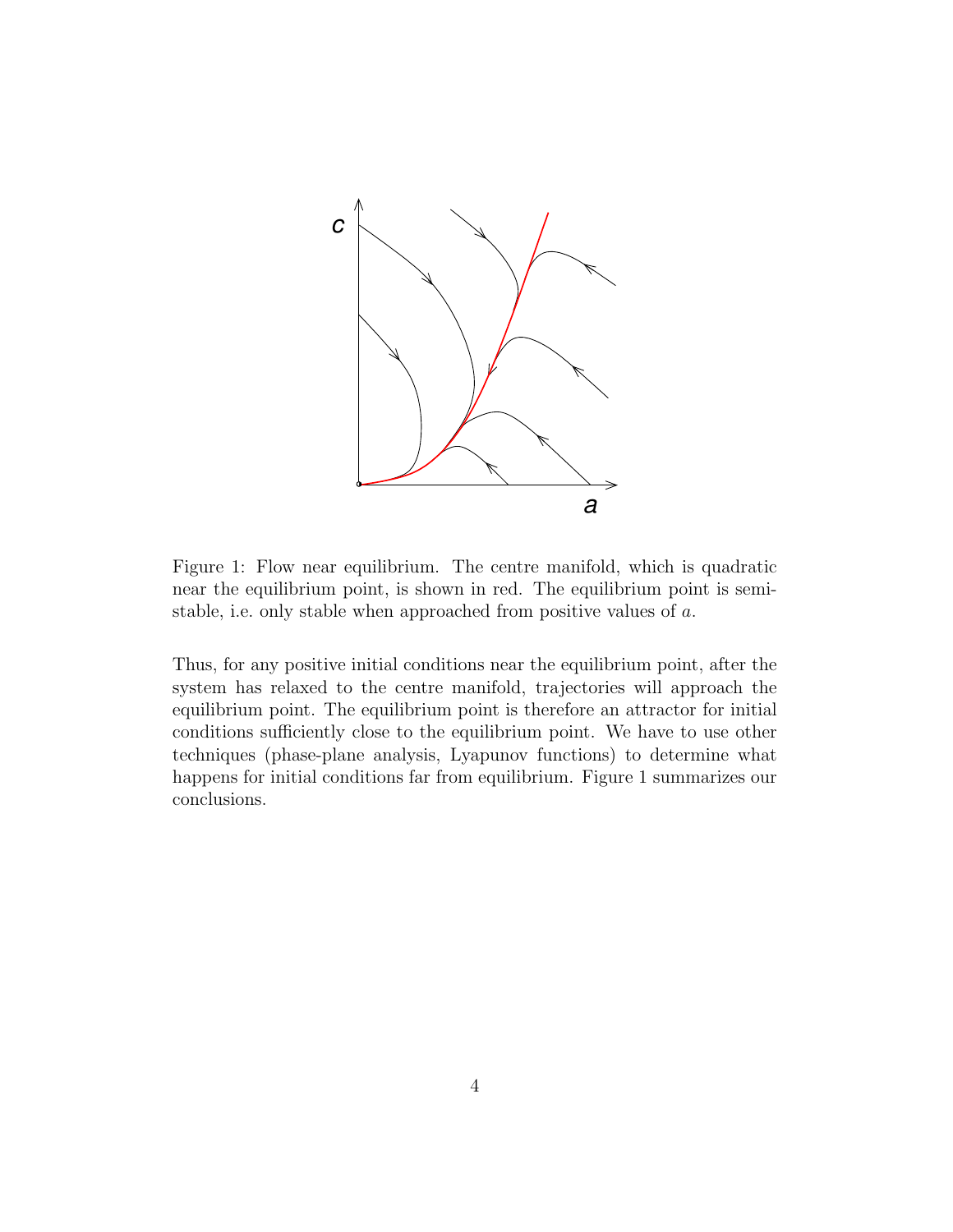c

a

Figure 1: Flow near equilibrium. The centre manifold, which is quadratic near the equilibrium point, is shown in red. The equilibrium point is semi-stable, i.e. only stable when approached from positive values of $a$.

Thus, for any positive initial conditions near the equilibrium point, after the system has relaxed to the centre manifold, trajectories will approach the equilibrium point. The equilibrium point is therefore an attractor for initial conditions sufficiently close to the equilibrium point. We have to use other techniques (phase-plane analysis, Lyapunov functions) to determine what happens for initial conditions far from equilibrium. Figure 1 summarizes our conclusions.